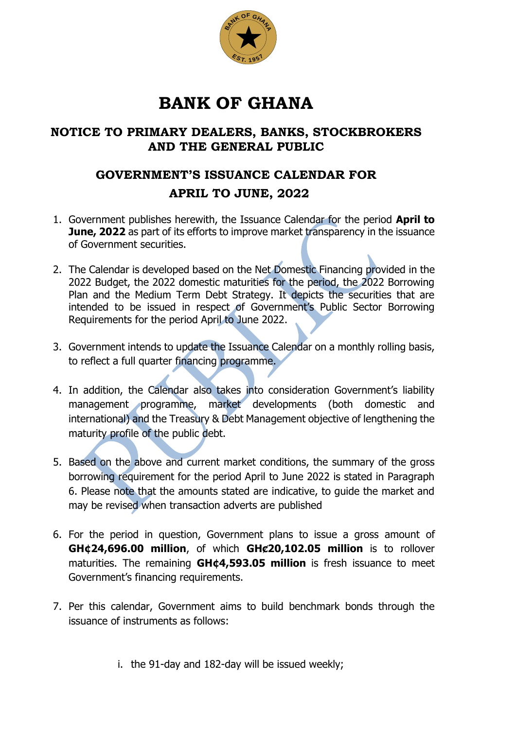# BANK OF GHANA

## NOTICE TO PRIMARY DEALERS, BANKS, STOCKBROKERS AND THE GENERAL PUBLIC

## GOVERNMENT'S ISSUANCE CALENDAR FOR APRIL TO JUNE, 2022

1. Government publishes herewith, the Issuance Calendar for the period **April to June, 2022** as part of its efforts to improve market transparency in the issuance of Government securities.

2. The Calendar is developed based on the Net Domestic Financing provided in the 2022 Budget, the 2022 domestic maturities for the period, the 2022 Borrowing Plan and the Medium Term Debt Strategy. It depicts the securities that are intended to be issued in respect of Government's Public Sector Borrowing Requirements for the period April to June 2022.

3. Government intends to update the Issuance Calendar on a monthly rolling basis, to reflect a full quarter financing programme.

4. In addition, the Calendar also takes into consideration Government's liability management programme, market developments (both domestic and international) and the Treasury & Debt Management objective of lengthening the maturity profile of the public debt.

5. Based on the above and current market conditions, the summary of the gross borrowing requirement for the period April to June 2022 is stated in Paragraph 6. Please note that the amounts stated are indicative, to guide the market and may be revised when transaction adverts are published

6. For the period in question, Government plans to issue a gross amount of **GH¢24,696.00 million**, of which **GH¢20,102.05 million** is to rollover maturities. The remaining **GH¢4,593.05 million** is fresh issuance to meet Government's financing requirements.

7. Per this calendar, Government aims to build benchmark bonds through the issuance of instruments as follows:

    i. the 91-day and 182-day will be issued weekly;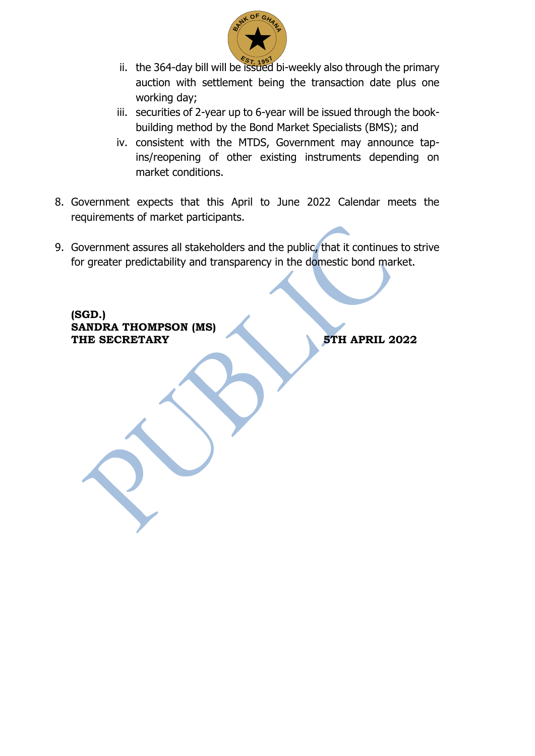ii. the 364-day bill will be issued bi-weekly also through the primary auction with settlement being the transaction date plus one working day;

iii. securities of 2-year up to 6-year will be issued through the book-building method by the Bond Market Specialists (BMS); and

iv. consistent with the MTDS, Government may announce tap-ins/reopening of other existing instruments depending on market conditions.

8. Government expects that this April to June 2022 Calendar meets the requirements of market participants.

9. Government assures all stakeholders and the public, that it continues to strive for greater predictability and transparency in the domestic bond market.

**(SGD.)**
**SANDRA THOMPSON (MS)**
**THE SECRETARY** **5TH APRIL 2022**